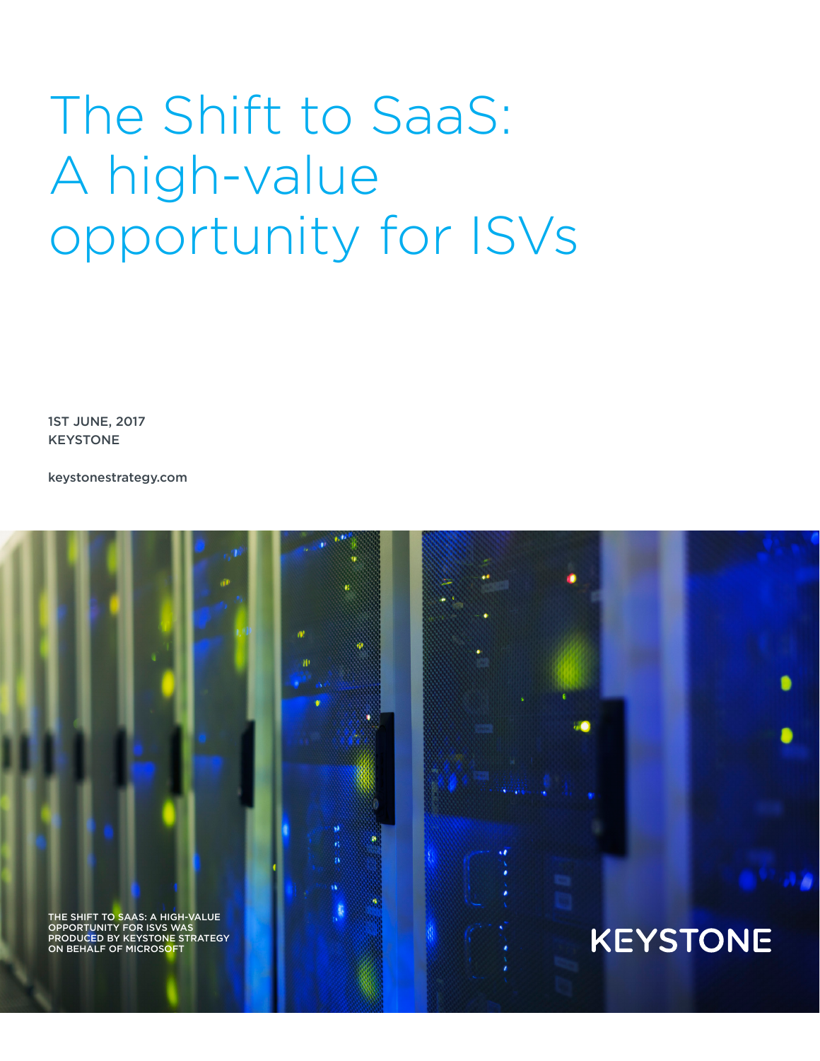# The Shift to SaaS: A high-value opportunity for ISVs

1ST JUNE, 2017
KEYSTONE

keystonestrategy.com

THE SHIFT TO SAAS: A HIGH-VALUE OPPORTUNITY FOR ISVS WAS PRODUCED BY KEYSTONE STRATEGY ON BEHALF OF MICROSOFT

KEYSTONE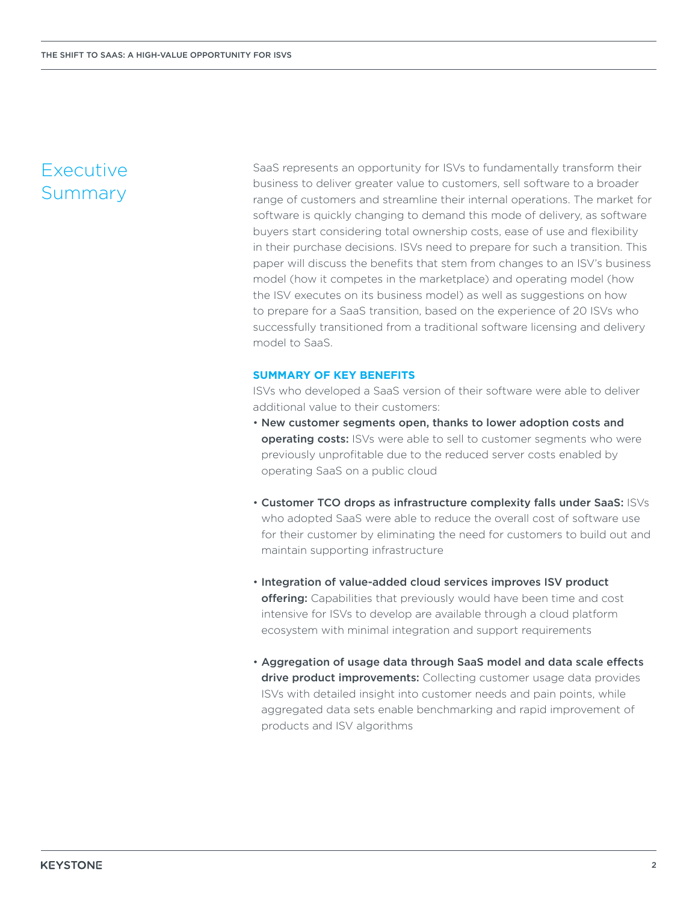# Executive Summary

SaaS represents an opportunity for ISVs to fundamentally transform their business to deliver greater value to customers, sell software to a broader range of customers and streamline their internal operations. The market for software is quickly changing to demand this mode of delivery, as software buyers start considering total ownership costs, ease of use and flexibility in their purchase decisions. ISVs need to prepare for such a transition. This paper will discuss the benefits that stem from changes to an ISV's business model (how it competes in the marketplace) and operating model (how the ISV executes on its business model) as well as suggestions on how to prepare for a SaaS transition, based on the experience of 20 ISVs who successfully transitioned from a traditional software licensing and delivery model to SaaS.

## SUMMARY OF KEY BENEFITS

ISVs who developed a SaaS version of their software were able to deliver additional value to their customers:

- **New customer segments open, thanks to lower adoption costs and operating costs:** ISVs were able to sell to customer segments who were previously unprofitable due to the reduced server costs enabled by operating SaaS on a public cloud
- **Customer TCO drops as infrastructure complexity falls under SaaS:** ISVs who adopted SaaS were able to reduce the overall cost of software use for their customer by eliminating the need for customers to build out and maintain supporting infrastructure
- **Integration of value-added cloud services improves ISV product offering:** Capabilities that previously would have been time and cost intensive for ISVs to develop are available through a cloud platform ecosystem with minimal integration and support requirements
- **Aggregation of usage data through SaaS model and data scale effects drive product improvements:** Collecting customer usage data provides ISVs with detailed insight into customer needs and pain points, while aggregated data sets enable benchmarking and rapid improvement of products and ISV algorithms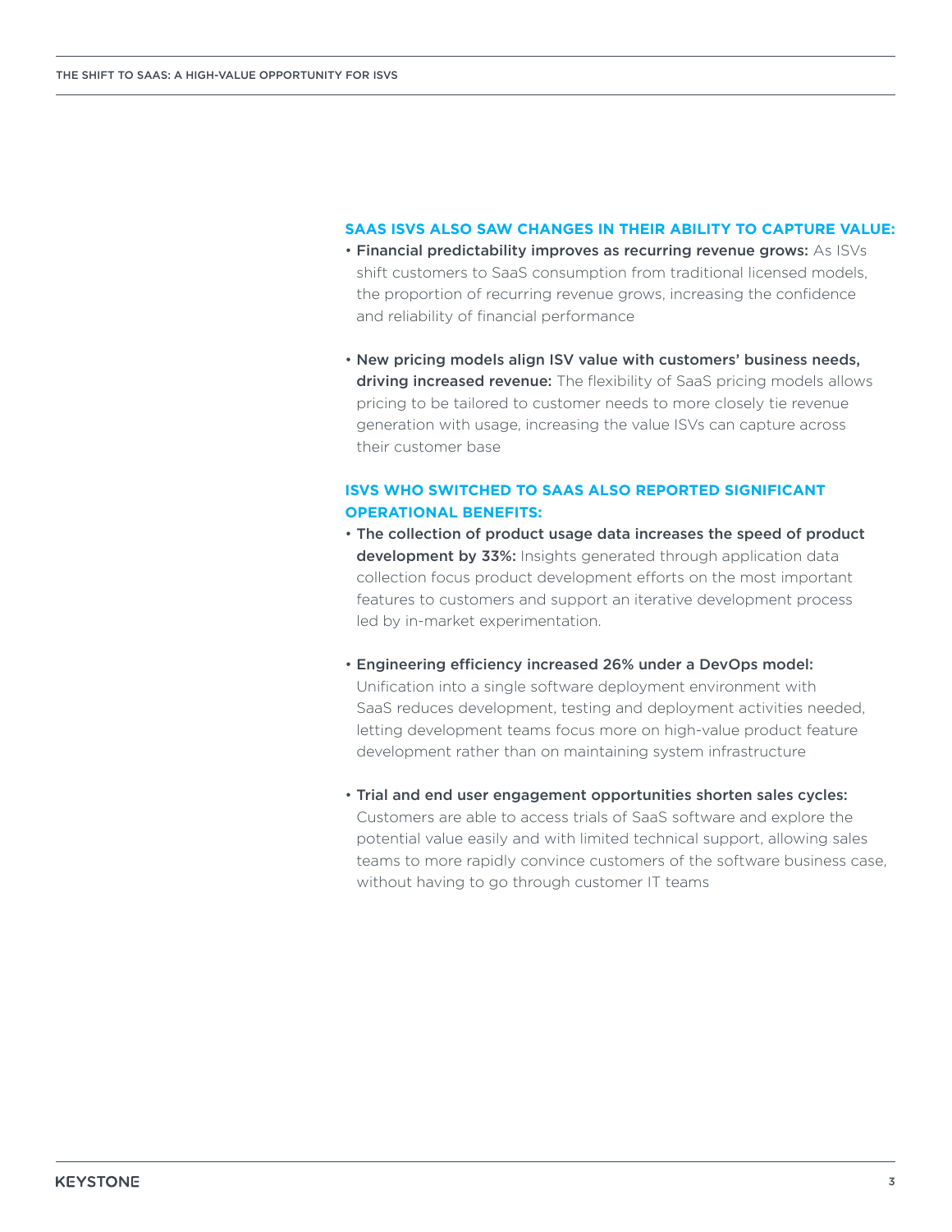### SAAS ISVS ALSO SAW CHANGES IN THEIR ABILITY TO CAPTURE VALUE:

- **Financial predictability improves as recurring revenue grows:** As ISVs shift customers to SaaS consumption from traditional licensed models, the proportion of recurring revenue grows, increasing the confidence and reliability of financial performance

- **New pricing models align ISV value with customers' business needs, driving increased revenue:** The flexibility of SaaS pricing models allows pricing to be tailored to customer needs to more closely tie revenue generation with usage, increasing the value ISVs can capture across their customer base

### ISVS WHO SWITCHED TO SAAS ALSO REPORTED SIGNIFICANT OPERATIONAL BENEFITS:

- **The collection of product usage data increases the speed of product development by 33%:** Insights generated through application data collection focus product development efforts on the most important features to customers and support an iterative development process led by in-market experimentation.

- **Engineering efficiency increased 26% under a DevOps model:** Unification into a single software deployment environment with SaaS reduces development, testing and deployment activities needed, letting development teams focus more on high-value product feature development rather than on maintaining system infrastructure

- **Trial and end user engagement opportunities shorten sales cycles:** Customers are able to access trials of SaaS software and explore the potential value easily and with limited technical support, allowing sales teams to more rapidly convince customers of the software business case, without having to go through customer IT teams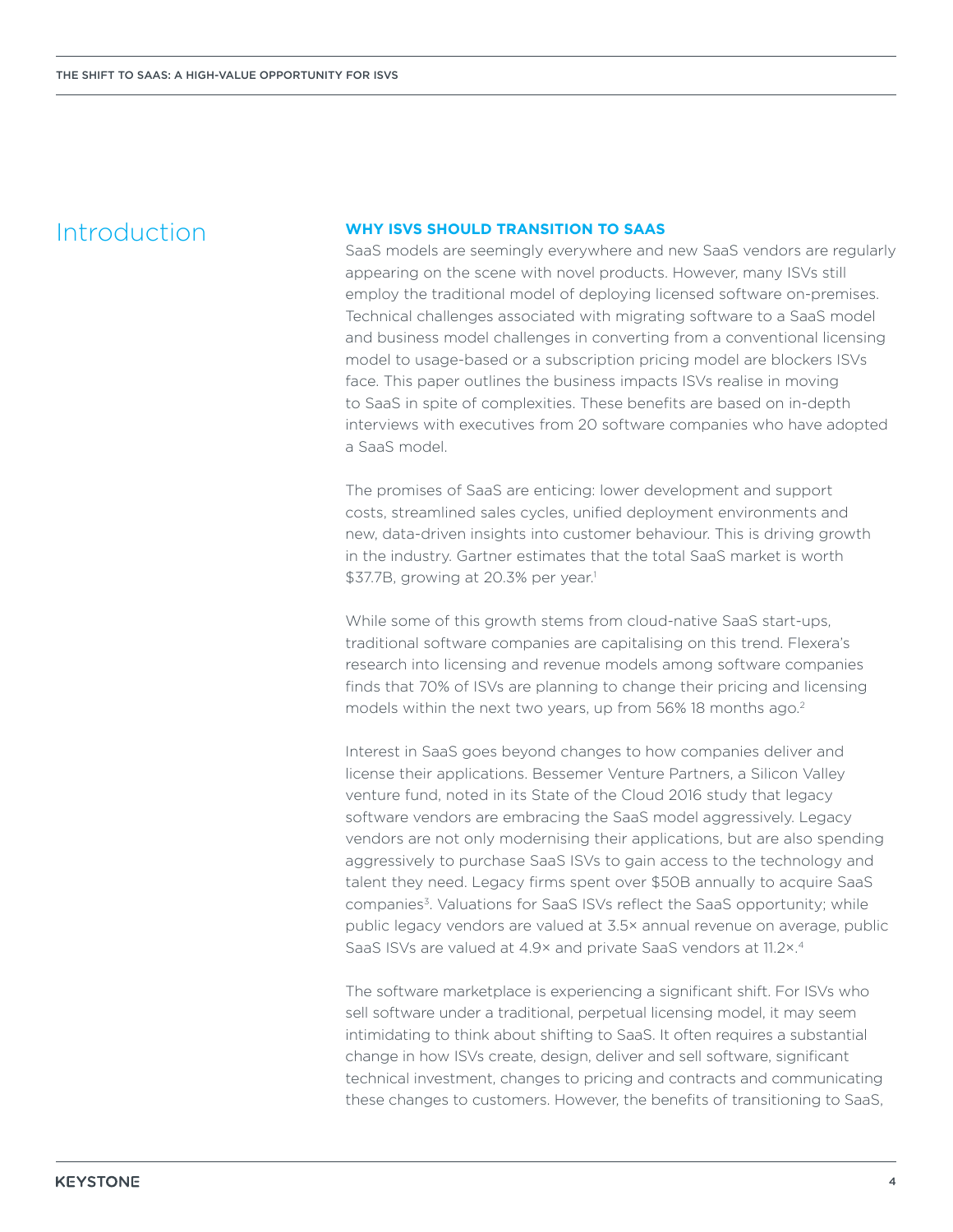# Introduction

## WHY ISVS SHOULD TRANSITION TO SAAS

SaaS models are seemingly everywhere and new SaaS vendors are regularly appearing on the scene with novel products. However, many ISVs still employ the traditional model of deploying licensed software on-premises. Technical challenges associated with migrating software to a SaaS model and business model challenges in converting from a conventional licensing model to usage-based or a subscription pricing model are blockers ISVs face. This paper outlines the business impacts ISVs realise in moving to SaaS in spite of complexities. These benefits are based on in-depth interviews with executives from 20 software companies who have adopted a SaaS model.

The promises of SaaS are enticing: lower development and support costs, streamlined sales cycles, unified deployment environments and new, data-driven insights into customer behaviour. This is driving growth in the industry. Gartner estimates that the total SaaS market is worth \$37.7B, growing at 20.3% per year.[1]

While some of this growth stems from cloud-native SaaS start-ups, traditional software companies are capitalising on this trend. Flexera's research into licensing and revenue models among software companies finds that 70% of ISVs are planning to change their pricing and licensing models within the next two years, up from 56% 18 months ago.[2]

Interest in SaaS goes beyond changes to how companies deliver and license their applications. Bessemer Venture Partners, a Silicon Valley venture fund, noted in its State of the Cloud 2016 study that legacy software vendors are embracing the SaaS model aggressively. Legacy vendors are not only modernising their applications, but are also spending aggressively to purchase SaaS ISVs to gain access to the technology and talent they need. Legacy firms spent over \$50B annually to acquire SaaS companies[3]. Valuations for SaaS ISVs reflect the SaaS opportunity; while public legacy vendors are valued at 3.5× annual revenue on average, public SaaS ISVs are valued at 4.9× and private SaaS vendors at 11.2×.[4]

The software marketplace is experiencing a significant shift. For ISVs who sell software under a traditional, perpetual licensing model, it may seem intimidating to think about shifting to SaaS. It often requires a substantial change in how ISVs create, design, deliver and sell software, significant technical investment, changes to pricing and contracts and communicating these changes to customers. However, the benefits of transitioning to SaaS,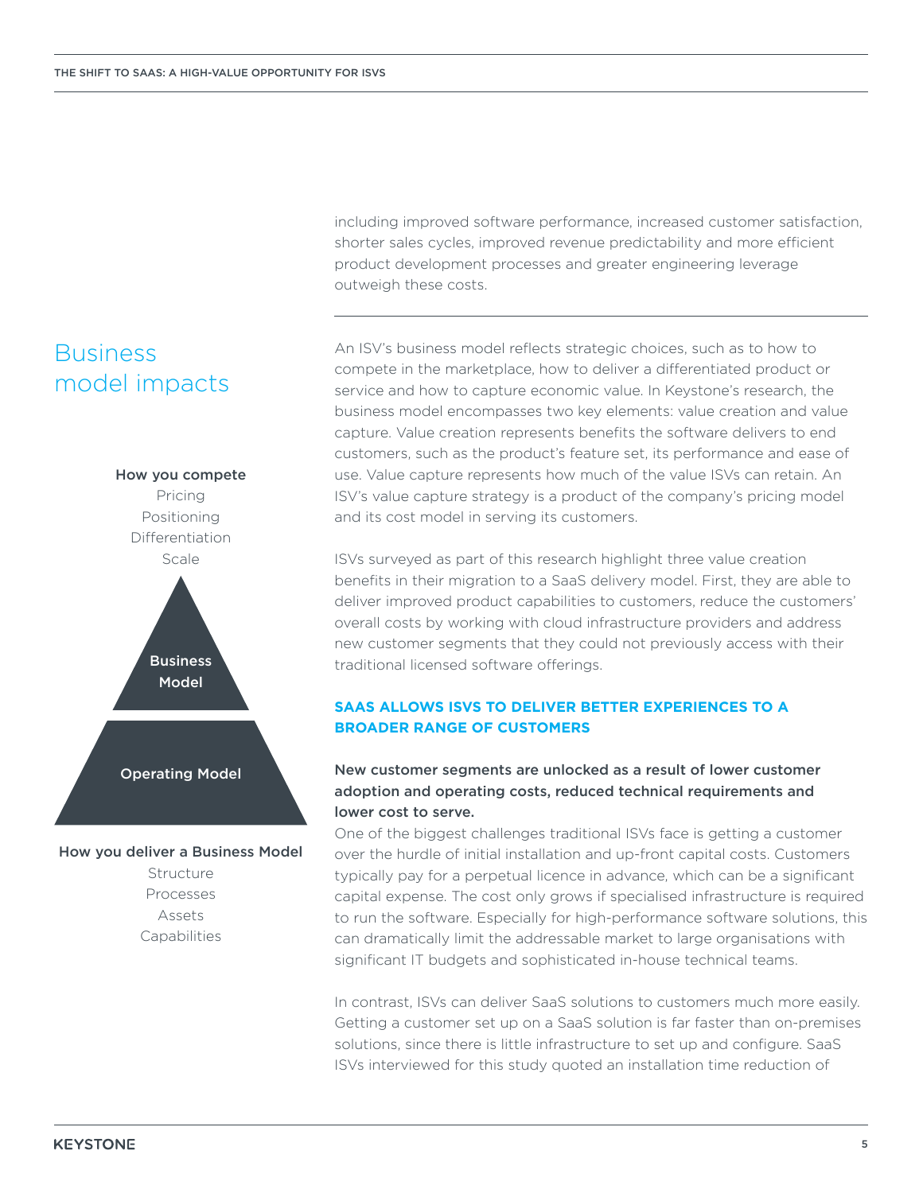including improved software performance, increased customer satisfaction, shorter sales cycles, improved revenue predictability and more efficient product development processes and greater engineering leverage outweigh these costs.

## Business model impacts

**How you compete**
Pricing
Positioning
Differentiation
Scale

**Business Model**

**Operating Model**

**How you deliver a Business Model**
Structure
Processes
Assets
Capabilities

An ISV's business model reflects strategic choices, such as to how to compete in the marketplace, how to deliver a differentiated product or service and how to capture economic value. In Keystone's research, the business model encompasses two key elements: value creation and value capture. Value creation represents benefits the software delivers to end customers, such as the product's feature set, its performance and ease of use. Value capture represents how much of the value ISVs can retain. An ISV's value capture strategy is a product of the company's pricing model and its cost model in serving its customers.

ISVs surveyed as part of this research highlight three value creation benefits in their migration to a SaaS delivery model. First, they are able to deliver improved product capabilities to customers, reduce the customers' overall costs by working with cloud infrastructure providers and address new customer segments that they could not previously access with their traditional licensed software offerings.

### SAAS ALLOWS ISVS TO DELIVER BETTER EXPERIENCES TO A BROADER RANGE OF CUSTOMERS

**New customer segments are unlocked as a result of lower customer adoption and operating costs, reduced technical requirements and lower cost to serve.**

One of the biggest challenges traditional ISVs face is getting a customer over the hurdle of initial installation and up-front capital costs. Customers typically pay for a perpetual licence in advance, which can be a significant capital expense. The cost only grows if specialised infrastructure is required to run the software. Especially for high-performance software solutions, this can dramatically limit the addressable market to large organisations with significant IT budgets and sophisticated in-house technical teams.

In contrast, ISVs can deliver SaaS solutions to customers much more easily. Getting a customer set up on a SaaS solution is far faster than on-premises solutions, since there is little infrastructure to set up and configure. SaaS ISVs interviewed for this study quoted an installation time reduction of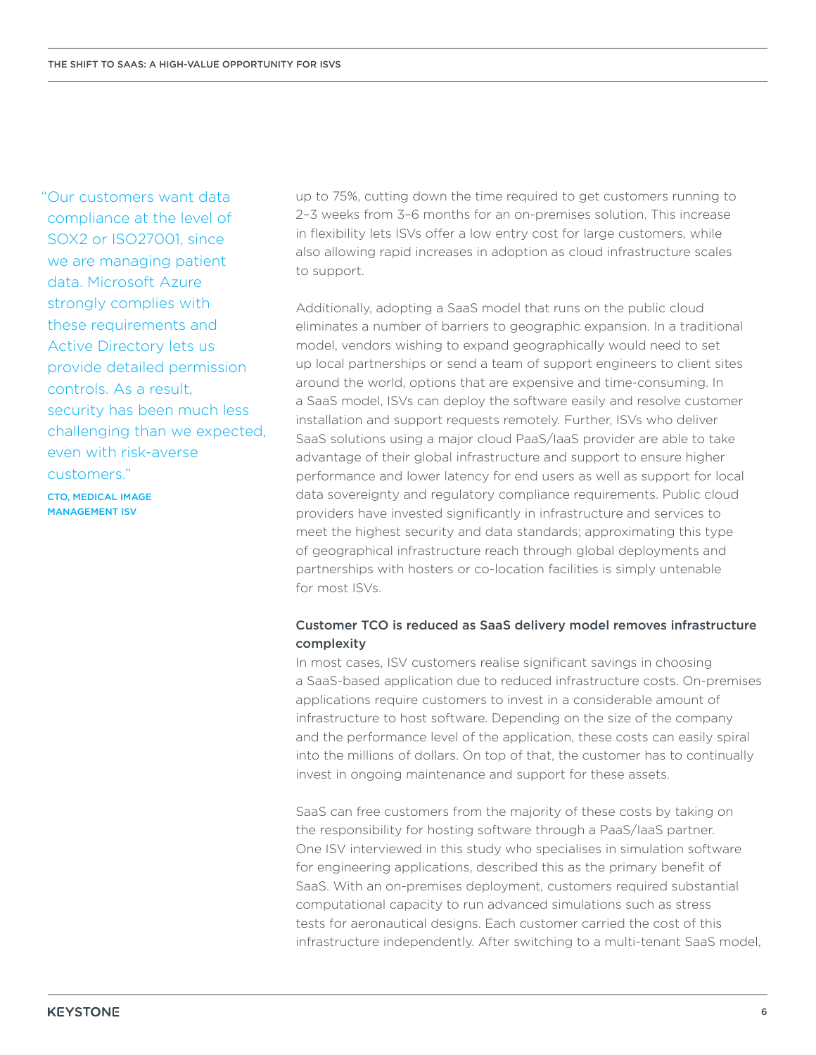> "Our customers want data compliance at the level of SOX2 or ISO27001, since we are managing patient data. Microsoft Azure strongly complies with these requirements and Active Directory lets us provide detailed permission controls. As a result, security has been much less challenging than we expected, even with risk-averse customers."
>
> CTO, MEDICAL IMAGE MANAGEMENT ISV

up to 75%, cutting down the time required to get customers running to 2–3 weeks from 3–6 months for an on-premises solution. This increase in flexibility lets ISVs offer a low entry cost for large customers, while also allowing rapid increases in adoption as cloud infrastructure scales to support.

Additionally, adopting a SaaS model that runs on the public cloud eliminates a number of barriers to geographic expansion. In a traditional model, vendors wishing to expand geographically would need to set up local partnerships or send a team of support engineers to client sites around the world, options that are expensive and time-consuming. In a SaaS model, ISVs can deploy the software easily and resolve customer installation and support requests remotely. Further, ISVs who deliver SaaS solutions using a major cloud PaaS/IaaS provider are able to take advantage of their global infrastructure and support to ensure higher performance and lower latency for end users as well as support for local data sovereignty and regulatory compliance requirements. Public cloud providers have invested significantly in infrastructure and services to meet the highest security and data standards; approximating this type of geographical infrastructure reach through global deployments and partnerships with hosters or co-location facilities is simply untenable for most ISVs.

### Customer TCO is reduced as SaaS delivery model removes infrastructure complexity

In most cases, ISV customers realise significant savings in choosing a SaaS-based application due to reduced infrastructure costs. On-premises applications require customers to invest in a considerable amount of infrastructure to host software. Depending on the size of the company and the performance level of the application, these costs can easily spiral into the millions of dollars. On top of that, the customer has to continually invest in ongoing maintenance and support for these assets.

SaaS can free customers from the majority of these costs by taking on the responsibility for hosting software through a PaaS/IaaS partner. One ISV interviewed in this study who specialises in simulation software for engineering applications, described this as the primary benefit of SaaS. With an on-premises deployment, customers required substantial computational capacity to run advanced simulations such as stress tests for aeronautical designs. Each customer carried the cost of this infrastructure independently. After switching to a multi-tenant SaaS model,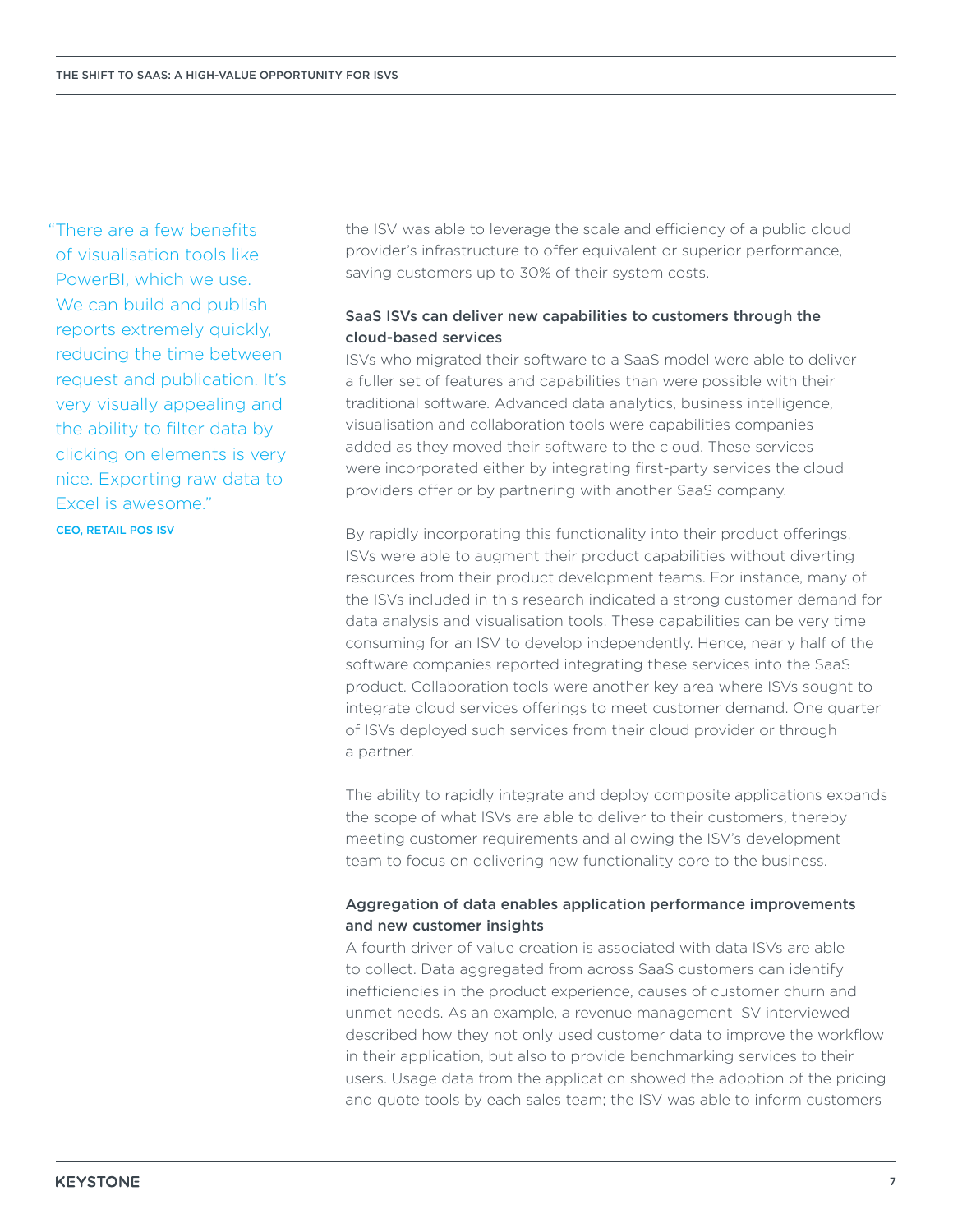> "There are a few benefits of visualisation tools like PowerBI, which we use. We can build and publish reports extremely quickly, reducing the time between request and publication. It's very visually appealing and the ability to filter data by clicking on elements is very nice. Exporting raw data to Excel is awesome."
>
> **CEO, RETAIL POS ISV**

the ISV was able to leverage the scale and efficiency of a public cloud provider's infrastructure to offer equivalent or superior performance, saving customers up to 30% of their system costs.

**SaaS ISVs can deliver new capabilities to customers through the cloud-based services**

ISVs who migrated their software to a SaaS model were able to deliver a fuller set of features and capabilities than were possible with their traditional software. Advanced data analytics, business intelligence, visualisation and collaboration tools were capabilities companies added as they moved their software to the cloud. These services were incorporated either by integrating first-party services the cloud providers offer or by partnering with another SaaS company.

By rapidly incorporating this functionality into their product offerings, ISVs were able to augment their product capabilities without diverting resources from their product development teams. For instance, many of the ISVs included in this research indicated a strong customer demand for data analysis and visualisation tools. These capabilities can be very time consuming for an ISV to develop independently. Hence, nearly half of the software companies reported integrating these services into the SaaS product. Collaboration tools were another key area where ISVs sought to integrate cloud services offerings to meet customer demand. One quarter of ISVs deployed such services from their cloud provider or through a partner.

The ability to rapidly integrate and deploy composite applications expands the scope of what ISVs are able to deliver to their customers, thereby meeting customer requirements and allowing the ISV's development team to focus on delivering new functionality core to the business.

**Aggregation of data enables application performance improvements and new customer insights**

A fourth driver of value creation is associated with data ISVs are able to collect. Data aggregated from across SaaS customers can identify inefficiencies in the product experience, causes of customer churn and unmet needs. As an example, a revenue management ISV interviewed described how they not only used customer data to improve the workflow in their application, but also to provide benchmarking services to their users. Usage data from the application showed the adoption of the pricing and quote tools by each sales team; the ISV was able to inform customers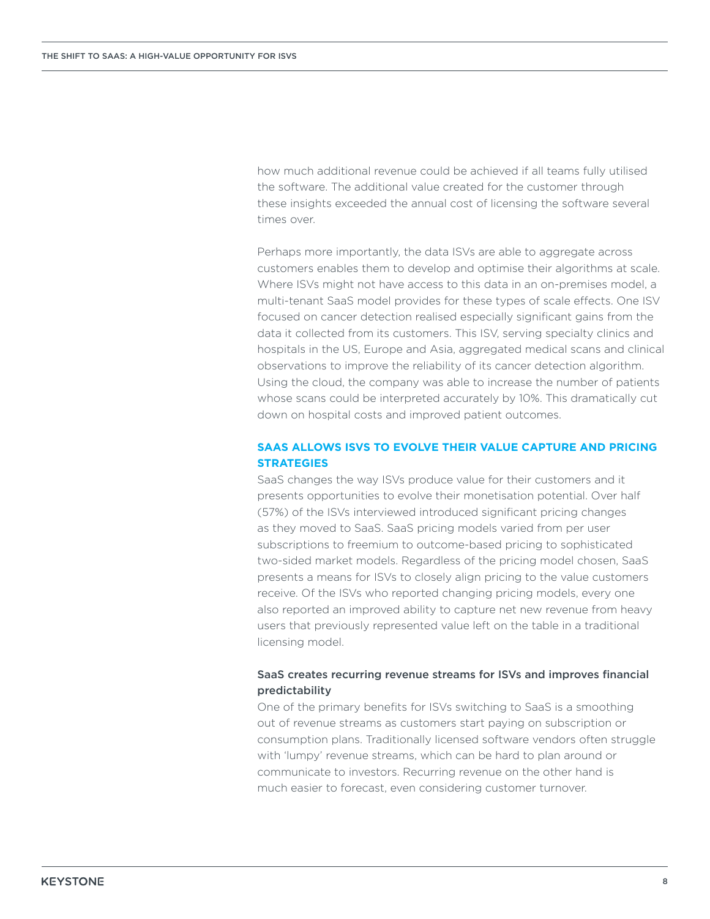how much additional revenue could be achieved if all teams fully utilised the software. The additional value created for the customer through these insights exceeded the annual cost of licensing the software several times over.

Perhaps more importantly, the data ISVs are able to aggregate across customers enables them to develop and optimise their algorithms at scale. Where ISVs might not have access to this data in an on-premises model, a multi-tenant SaaS model provides for these types of scale effects. One ISV focused on cancer detection realised especially significant gains from the data it collected from its customers. This ISV, serving specialty clinics and hospitals in the US, Europe and Asia, aggregated medical scans and clinical observations to improve the reliability of its cancer detection algorithm. Using the cloud, the company was able to increase the number of patients whose scans could be interpreted accurately by 10%. This dramatically cut down on hospital costs and improved patient outcomes.

## SAAS ALLOWS ISVS TO EVOLVE THEIR VALUE CAPTURE AND PRICING STRATEGIES

SaaS changes the way ISVs produce value for their customers and it presents opportunities to evolve their monetisation potential. Over half (57%) of the ISVs interviewed introduced significant pricing changes as they moved to SaaS. SaaS pricing models varied from per user subscriptions to freemium to outcome-based pricing to sophisticated two-sided market models. Regardless of the pricing model chosen, SaaS presents a means for ISVs to closely align pricing to the value customers receive. Of the ISVs who reported changing pricing models, every one also reported an improved ability to capture net new revenue from heavy users that previously represented value left on the table in a traditional licensing model.

### SaaS creates recurring revenue streams for ISVs and improves financial predictability

One of the primary benefits for ISVs switching to SaaS is a smoothing out of revenue streams as customers start paying on subscription or consumption plans. Traditionally licensed software vendors often struggle with 'lumpy' revenue streams, which can be hard to plan around or communicate to investors. Recurring revenue on the other hand is much easier to forecast, even considering customer turnover.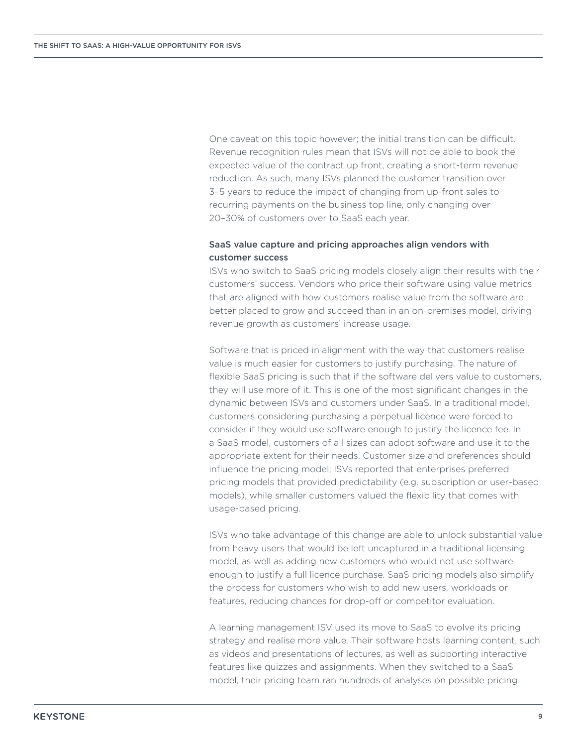One caveat on this topic however; the initial transition can be difficult. Revenue recognition rules mean that ISVs will not be able to book the expected value of the contract up front, creating a short-term revenue reduction. As such, many ISVs planned the customer transition over 3–5 years to reduce the impact of changing from up-front sales to recurring payments on the business top line, only changing over 20–30% of customers over to SaaS each year.

### SaaS value capture and pricing approaches align vendors with customer success

ISVs who switch to SaaS pricing models closely align their results with their customers' success. Vendors who price their software using value metrics that are aligned with how customers realise value from the software are better placed to grow and succeed than in an on-premises model, driving revenue growth as customers' increase usage.

Software that is priced in alignment with the way that customers realise value is much easier for customers to justify purchasing. The nature of flexible SaaS pricing is such that if the software delivers value to customers, they will use more of it. This is one of the most significant changes in the dynamic between ISVs and customers under SaaS. In a traditional model, customers considering purchasing a perpetual licence were forced to consider if they would use software enough to justify the licence fee. In a SaaS model, customers of all sizes can adopt software and use it to the appropriate extent for their needs. Customer size and preferences should influence the pricing model; ISVs reported that enterprises preferred pricing models that provided predictability (e.g. subscription or user-based models), while smaller customers valued the flexibility that comes with usage-based pricing.

ISVs who take advantage of this change are able to unlock substantial value from heavy users that would be left uncaptured in a traditional licensing model, as well as adding new customers who would not use software enough to justify a full licence purchase. SaaS pricing models also simplify the process for customers who wish to add new users, workloads or features, reducing chances for drop-off or competitor evaluation.

A learning management ISV used its move to SaaS to evolve its pricing strategy and realise more value. Their software hosts learning content, such as videos and presentations of lectures, as well as supporting interactive features like quizzes and assignments. When they switched to a SaaS model, their pricing team ran hundreds of analyses on possible pricing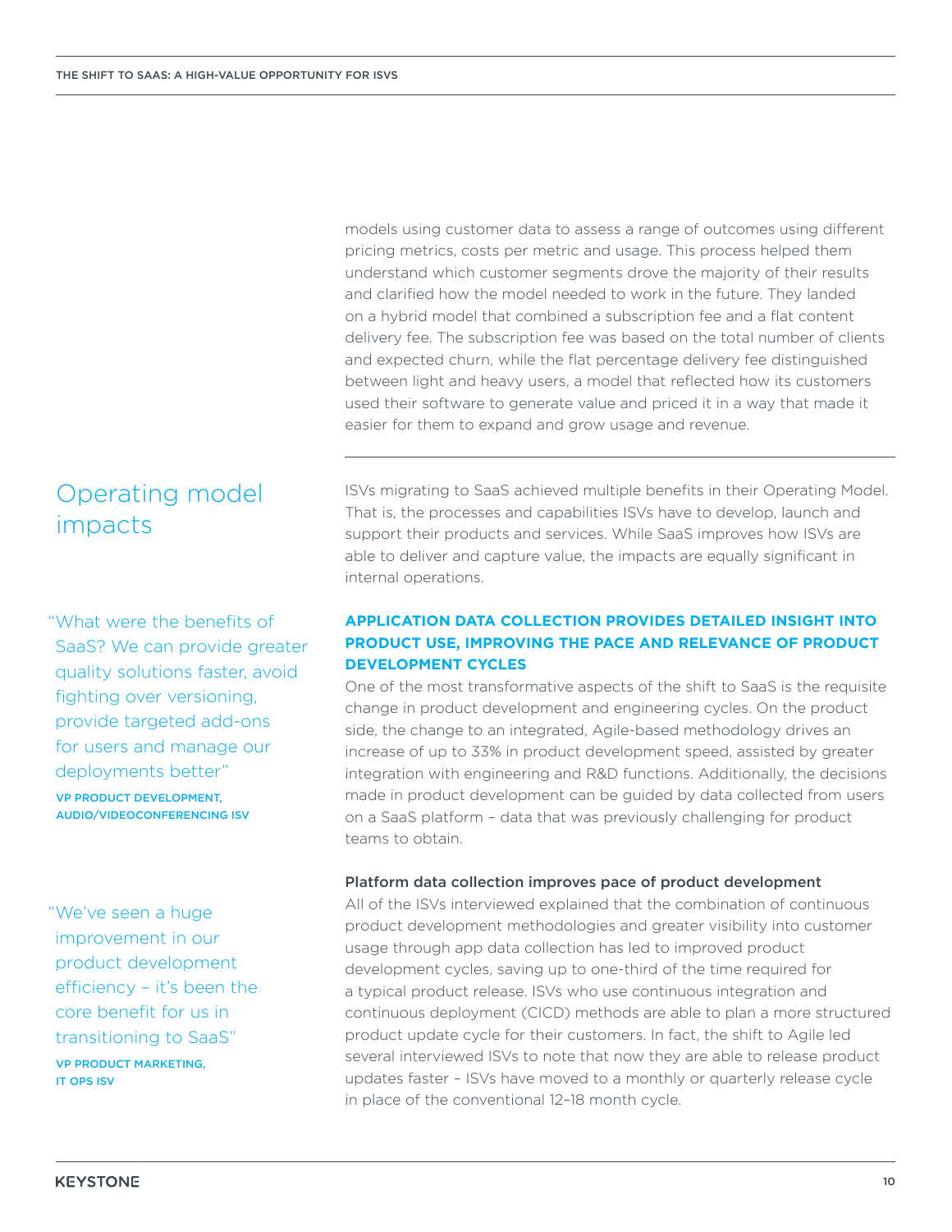models using customer data to assess a range of outcomes using different pricing metrics, costs per metric and usage. This process helped them understand which customer segments drove the majority of their results and clarified how the model needed to work in the future. They landed on a hybrid model that combined a subscription fee and a flat content delivery fee. The subscription fee was based on the total number of clients and expected churn, while the flat percentage delivery fee distinguished between light and heavy users, a model that reflected how its customers used their software to generate value and priced it in a way that made it easier for them to expand and grow usage and revenue.

## Operating model impacts

ISVs migrating to SaaS achieved multiple benefits in their Operating Model. That is, the processes and capabilities ISVs have to develop, launch and support their products and services. While SaaS improves how ISVs are able to deliver and capture value, the impacts are equally significant in internal operations.

> "What were the benefits of SaaS? We can provide greater quality solutions faster, avoid fighting over versioning, provide targeted add-ons for users and manage our deployments better"
>
> VP PRODUCT DEVELOPMENT, AUDIO/VIDEOCONFERENCING ISV

### APPLICATION DATA COLLECTION PROVIDES DETAILED INSIGHT INTO PRODUCT USE, IMPROVING THE PACE AND RELEVANCE OF PRODUCT DEVELOPMENT CYCLES

One of the most transformative aspects of the shift to SaaS is the requisite change in product development and engineering cycles. On the product side, the change to an integrated, Agile-based methodology drives an increase of up to 33% in product development speed, assisted by greater integration with engineering and R&D functions. Additionally, the decisions made in product development can be guided by data collected from users on a SaaS platform – data that was previously challenging for product teams to obtain.

> "We've seen a huge improvement in our product development efficiency – it's been the core benefit for us in transitioning to SaaS"
>
> VP PRODUCT MARKETING, IT OPS ISV

#### Platform data collection improves pace of product development

All of the ISVs interviewed explained that the combination of continuous product development methodologies and greater visibility into customer usage through app data collection has led to improved product development cycles, saving up to one-third of the time required for a typical product release. ISVs who use continuous integration and continuous deployment (CICD) methods are able to plan a more structured product update cycle for their customers. In fact, the shift to Agile led several interviewed ISVs to note that now they are able to release product updates faster – ISVs have moved to a monthly or quarterly release cycle in place of the conventional 12–18 month cycle.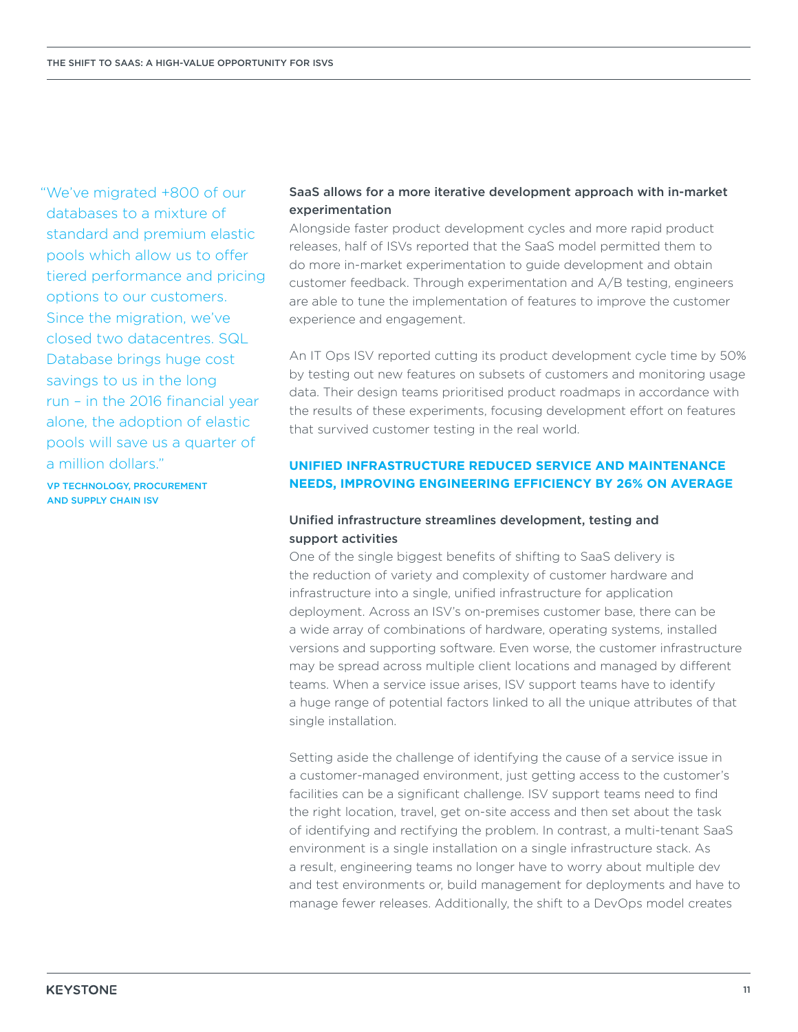> "We've migrated +800 of our databases to a mixture of standard and premium elastic pools which allow us to offer tiered performance and pricing options to our customers. Since the migration, we've closed two datacentres. SQL Database brings huge cost savings to us in the long run – in the 2016 financial year alone, the adoption of elastic pools will save us a quarter of a million dollars."
>
> VP TECHNOLOGY, PROCUREMENT AND SUPPLY CHAIN ISV

### SaaS allows for a more iterative development approach with in-market experimentation

Alongside faster product development cycles and more rapid product releases, half of ISVs reported that the SaaS model permitted them to do more in-market experimentation to guide development and obtain customer feedback. Through experimentation and A/B testing, engineers are able to tune the implementation of features to improve the customer experience and engagement.

An IT Ops ISV reported cutting its product development cycle time by 50% by testing out new features on subsets of customers and monitoring usage data. Their design teams prioritised product roadmaps in accordance with the results of these experiments, focusing development effort on features that survived customer testing in the real world.

## UNIFIED INFRASTRUCTURE REDUCED SERVICE AND MAINTENANCE NEEDS, IMPROVING ENGINEERING EFFICIENCY BY 26% ON AVERAGE

### Unified infrastructure streamlines development, testing and support activities

One of the single biggest benefits of shifting to SaaS delivery is the reduction of variety and complexity of customer hardware and infrastructure into a single, unified infrastructure for application deployment. Across an ISV's on-premises customer base, there can be a wide array of combinations of hardware, operating systems, installed versions and supporting software. Even worse, the customer infrastructure may be spread across multiple client locations and managed by different teams. When a service issue arises, ISV support teams have to identify a huge range of potential factors linked to all the unique attributes of that single installation.

Setting aside the challenge of identifying the cause of a service issue in a customer-managed environment, just getting access to the customer's facilities can be a significant challenge. ISV support teams need to find the right location, travel, get on-site access and then set about the task of identifying and rectifying the problem. In contrast, a multi-tenant SaaS environment is a single installation on a single infrastructure stack. As a result, engineering teams no longer have to worry about multiple dev and test environments or, build management for deployments and have to manage fewer releases. Additionally, the shift to a DevOps model creates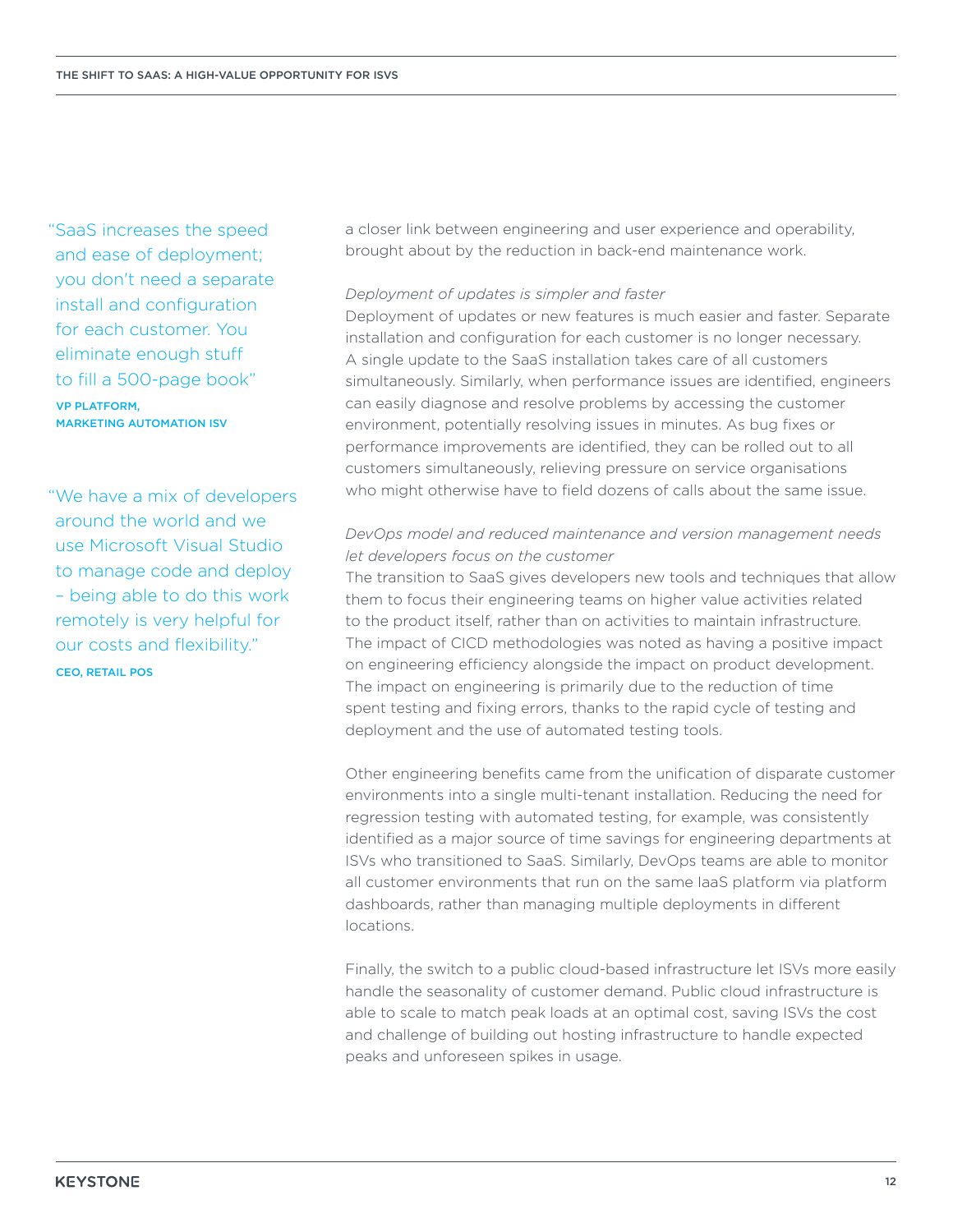> "SaaS increases the speed and ease of deployment; you don't need a separate install and configuration for each customer. You eliminate enough stuff to fill a 500-page book"
>
> **VP PLATFORM, MARKETING AUTOMATION ISV**

> "We have a mix of developers around the world and we use Microsoft Visual Studio to manage code and deploy – being able to do this work remotely is very helpful for our costs and flexibility."
>
> **CEO, RETAIL POS**

a closer link between engineering and user experience and operability, brought about by the reduction in back-end maintenance work.

*Deployment of updates is simpler and faster*

Deployment of updates or new features is much easier and faster. Separate installation and configuration for each customer is no longer necessary. A single update to the SaaS installation takes care of all customers simultaneously. Similarly, when performance issues are identified, engineers can easily diagnose and resolve problems by accessing the customer environment, potentially resolving issues in minutes. As bug fixes or performance improvements are identified, they can be rolled out to all customers simultaneously, relieving pressure on service organisations who might otherwise have to field dozens of calls about the same issue.

*DevOps model and reduced maintenance and version management needs let developers focus on the customer*

The transition to SaaS gives developers new tools and techniques that allow them to focus their engineering teams on higher value activities related to the product itself, rather than on activities to maintain infrastructure. The impact of CICD methodologies was noted as having a positive impact on engineering efficiency alongside the impact on product development. The impact on engineering is primarily due to the reduction of time spent testing and fixing errors, thanks to the rapid cycle of testing and deployment and the use of automated testing tools.

Other engineering benefits came from the unification of disparate customer environments into a single multi-tenant installation. Reducing the need for regression testing with automated testing, for example, was consistently identified as a major source of time savings for engineering departments at ISVs who transitioned to SaaS. Similarly, DevOps teams are able to monitor all customer environments that run on the same IaaS platform via platform dashboards, rather than managing multiple deployments in different locations.

Finally, the switch to a public cloud-based infrastructure let ISVs more easily handle the seasonality of customer demand. Public cloud infrastructure is able to scale to match peak loads at an optimal cost, saving ISVs the cost and challenge of building out hosting infrastructure to handle expected peaks and unforeseen spikes in usage.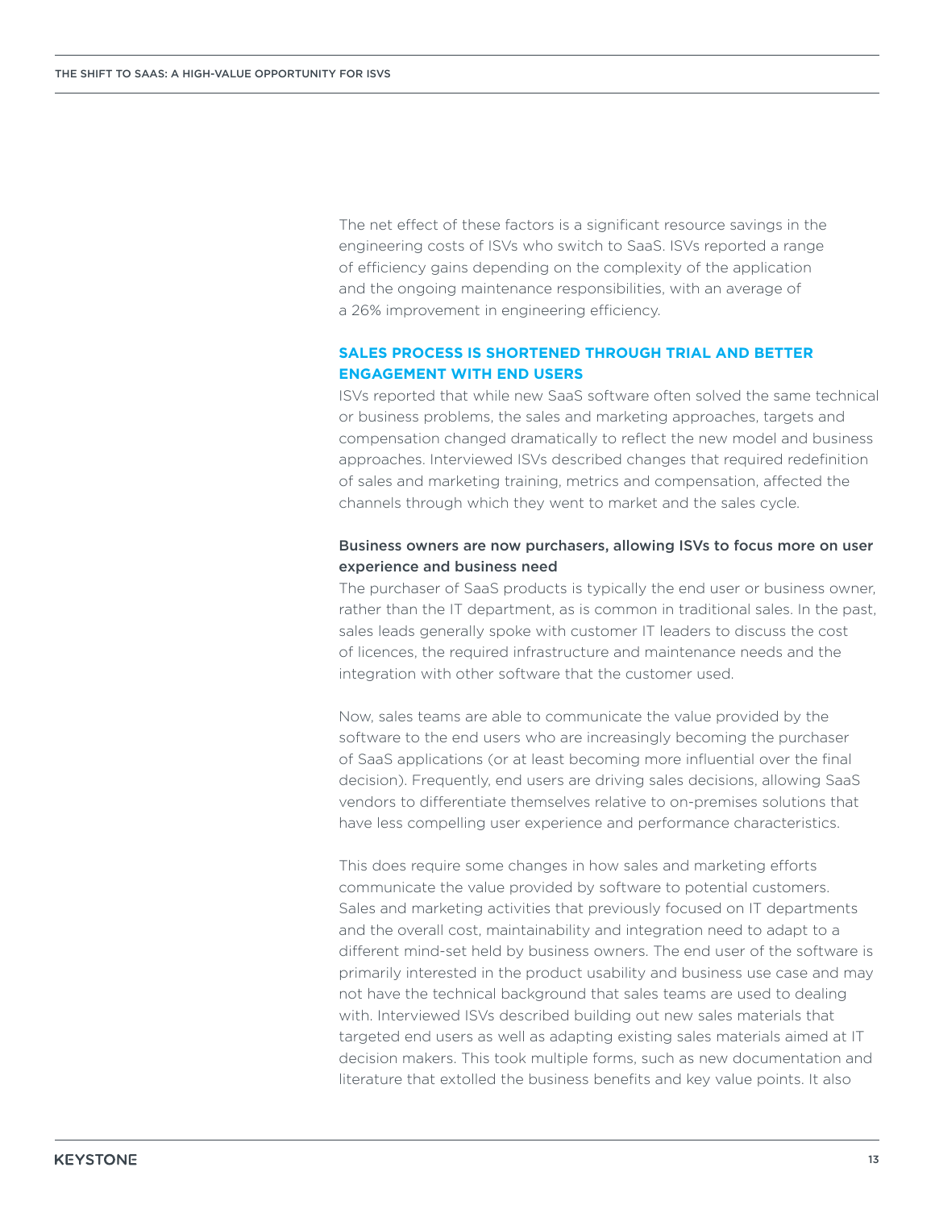The net effect of these factors is a significant resource savings in the engineering costs of ISVs who switch to SaaS. ISVs reported a range of efficiency gains depending on the complexity of the application and the ongoing maintenance responsibilities, with an average of a 26% improvement in engineering efficiency.

## SALES PROCESS IS SHORTENED THROUGH TRIAL AND BETTER ENGAGEMENT WITH END USERS

ISVs reported that while new SaaS software often solved the same technical or business problems, the sales and marketing approaches, targets and compensation changed dramatically to reflect the new model and business approaches. Interviewed ISVs described changes that required redefinition of sales and marketing training, metrics and compensation, affected the channels through which they went to market and the sales cycle.

### Business owners are now purchasers, allowing ISVs to focus more on user experience and business need

The purchaser of SaaS products is typically the end user or business owner, rather than the IT department, as is common in traditional sales. In the past, sales leads generally spoke with customer IT leaders to discuss the cost of licences, the required infrastructure and maintenance needs and the integration with other software that the customer used.

Now, sales teams are able to communicate the value provided by the software to the end users who are increasingly becoming the purchaser of SaaS applications (or at least becoming more influential over the final decision). Frequently, end users are driving sales decisions, allowing SaaS vendors to differentiate themselves relative to on-premises solutions that have less compelling user experience and performance characteristics.

This does require some changes in how sales and marketing efforts communicate the value provided by software to potential customers. Sales and marketing activities that previously focused on IT departments and the overall cost, maintainability and integration need to adapt to a different mind-set held by business owners. The end user of the software is primarily interested in the product usability and business use case and may not have the technical background that sales teams are used to dealing with. Interviewed ISVs described building out new sales materials that targeted end users as well as adapting existing sales materials aimed at IT decision makers. This took multiple forms, such as new documentation and literature that extolled the business benefits and key value points. It also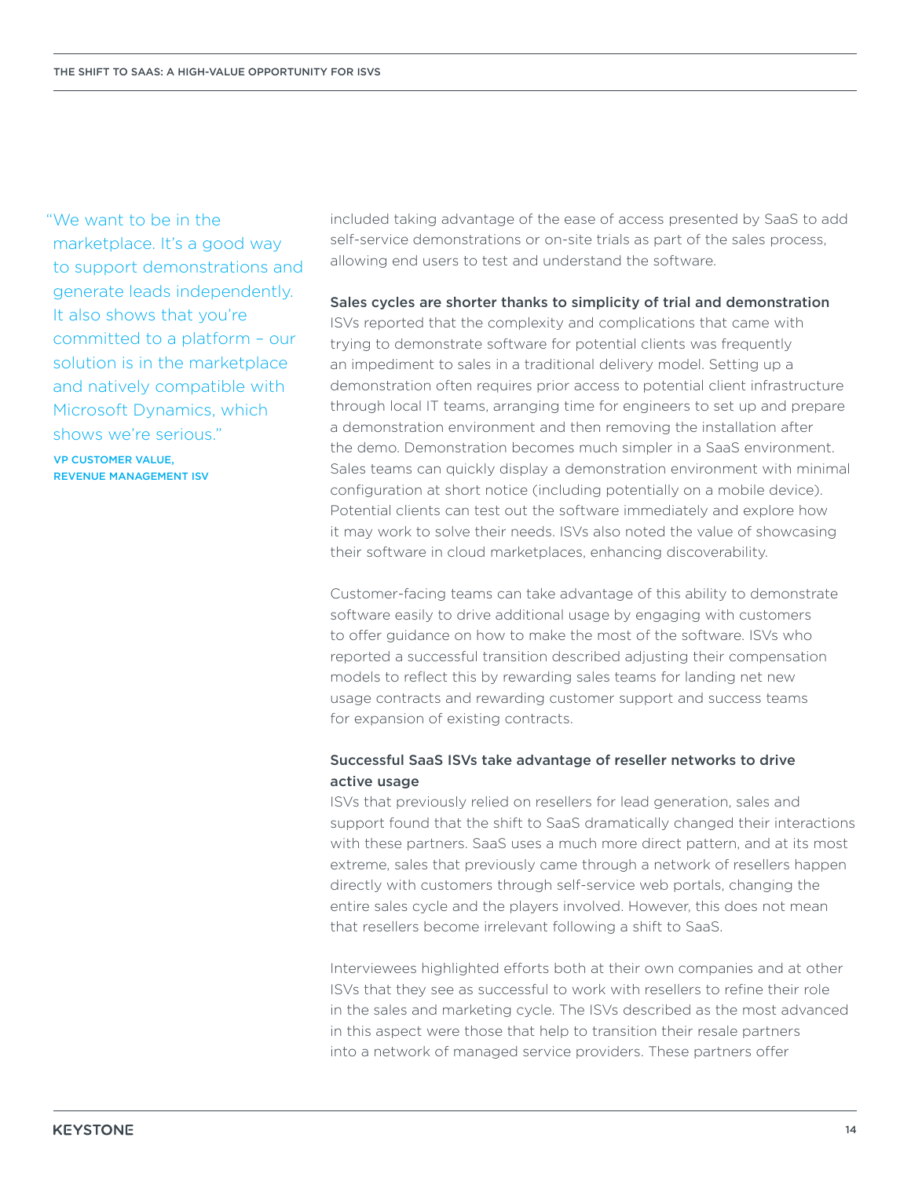> "We want to be in the marketplace. It's a good way to support demonstrations and generate leads independently. It also shows that you're committed to a platform – our solution is in the marketplace and natively compatible with Microsoft Dynamics, which shows we're serious."
>
> VP CUSTOMER VALUE, REVENUE MANAGEMENT ISV

included taking advantage of the ease of access presented by SaaS to add self-service demonstrations or on-site trials as part of the sales process, allowing end users to test and understand the software.

### Sales cycles are shorter thanks to simplicity of trial and demonstration

ISVs reported that the complexity and complications that came with trying to demonstrate software for potential clients was frequently an impediment to sales in a traditional delivery model. Setting up a demonstration often requires prior access to potential client infrastructure through local IT teams, arranging time for engineers to set up and prepare a demonstration environment and then removing the installation after the demo. Demonstration becomes much simpler in a SaaS environment. Sales teams can quickly display a demonstration environment with minimal configuration at short notice (including potentially on a mobile device). Potential clients can test out the software immediately and explore how it may work to solve their needs. ISVs also noted the value of showcasing their software in cloud marketplaces, enhancing discoverability.

Customer-facing teams can take advantage of this ability to demonstrate software easily to drive additional usage by engaging with customers to offer guidance on how to make the most of the software. ISVs who reported a successful transition described adjusting their compensation models to reflect this by rewarding sales teams for landing net new usage contracts and rewarding customer support and success teams for expansion of existing contracts.

### Successful SaaS ISVs take advantage of reseller networks to drive active usage

ISVs that previously relied on resellers for lead generation, sales and support found that the shift to SaaS dramatically changed their interactions with these partners. SaaS uses a much more direct pattern, and at its most extreme, sales that previously came through a network of resellers happen directly with customers through self-service web portals, changing the entire sales cycle and the players involved. However, this does not mean that resellers become irrelevant following a shift to SaaS.

Interviewees highlighted efforts both at their own companies and at other ISVs that they see as successful to work with resellers to refine their role in the sales and marketing cycle. The ISVs described as the most advanced in this aspect were those that help to transition their resale partners into a network of managed service providers. These partners offer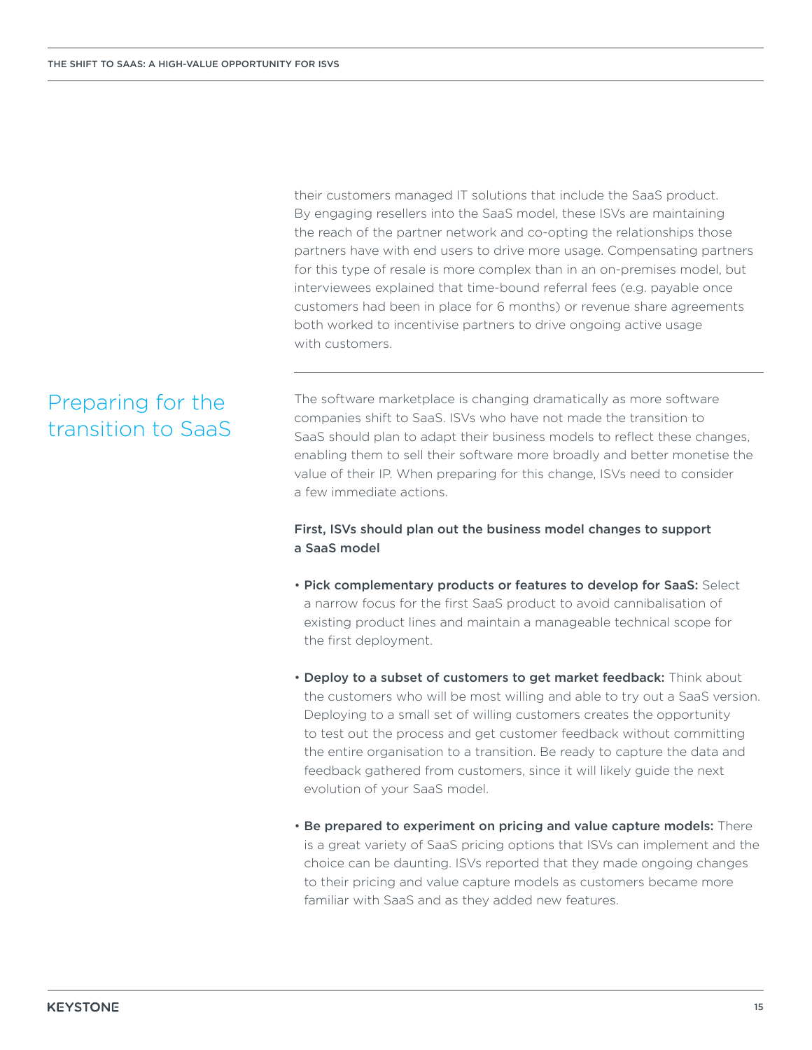their customers managed IT solutions that include the SaaS product. By engaging resellers into the SaaS model, these ISVs are maintaining the reach of the partner network and co-opting the relationships those partners have with end users to drive more usage. Compensating partners for this type of resale is more complex than in an on-premises model, but interviewees explained that time-bound referral fees (e.g. payable once customers had been in place for 6 months) or revenue share agreements both worked to incentivise partners to drive ongoing active usage with customers.

## Preparing for the transition to SaaS

The software marketplace is changing dramatically as more software companies shift to SaaS. ISVs who have not made the transition to SaaS should plan to adapt their business models to reflect these changes, enabling them to sell their software more broadly and better monetise the value of their IP. When preparing for this change, ISVs need to consider a few immediate actions.

**First, ISVs should plan out the business model changes to support a SaaS model**

- **Pick complementary products or features to develop for SaaS:** Select a narrow focus for the first SaaS product to avoid cannibalisation of existing product lines and maintain a manageable technical scope for the first deployment.

- **Deploy to a subset of customers to get market feedback:** Think about the customers who will be most willing and able to try out a SaaS version. Deploying to a small set of willing customers creates the opportunity to test out the process and get customer feedback without committing the entire organisation to a transition. Be ready to capture the data and feedback gathered from customers, since it will likely guide the next evolution of your SaaS model.

- **Be prepared to experiment on pricing and value capture models:** There is a great variety of SaaS pricing options that ISVs can implement and the choice can be daunting. ISVs reported that they made ongoing changes to their pricing and value capture models as customers became more familiar with SaaS and as they added new features.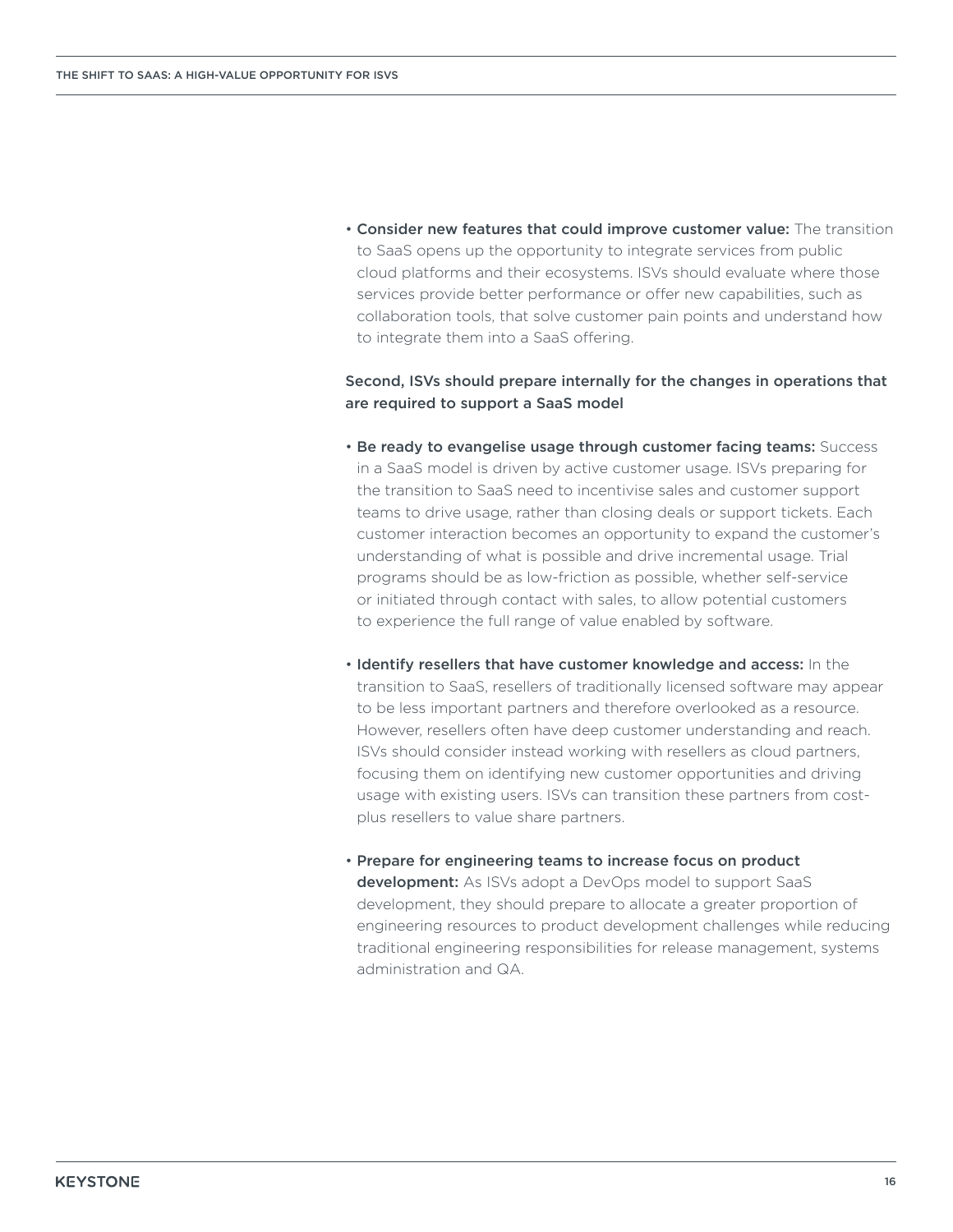- **Consider new features that could improve customer value:** The transition to SaaS opens up the opportunity to integrate services from public cloud platforms and their ecosystems. ISVs should evaluate where those services provide better performance or offer new capabilities, such as collaboration tools, that solve customer pain points and understand how to integrate them into a SaaS offering.

Second, ISVs should prepare internally for the changes in operations that are required to support a SaaS model

- **Be ready to evangelise usage through customer facing teams:** Success in a SaaS model is driven by active customer usage. ISVs preparing for the transition to SaaS need to incentivise sales and customer support teams to drive usage, rather than closing deals or support tickets. Each customer interaction becomes an opportunity to expand the customer's understanding of what is possible and drive incremental usage. Trial programs should be as low-friction as possible, whether self-service or initiated through contact with sales, to allow potential customers to experience the full range of value enabled by software.

- **Identify resellers that have customer knowledge and access:** In the transition to SaaS, resellers of traditionally licensed software may appear to be less important partners and therefore overlooked as a resource. However, resellers often have deep customer understanding and reach. ISVs should consider instead working with resellers as cloud partners, focusing them on identifying new customer opportunities and driving usage with existing users. ISVs can transition these partners from cost-plus resellers to value share partners.

- **Prepare for engineering teams to increase focus on product development:** As ISVs adopt a DevOps model to support SaaS development, they should prepare to allocate a greater proportion of engineering resources to product development challenges while reducing traditional engineering responsibilities for release management, systems administration and QA.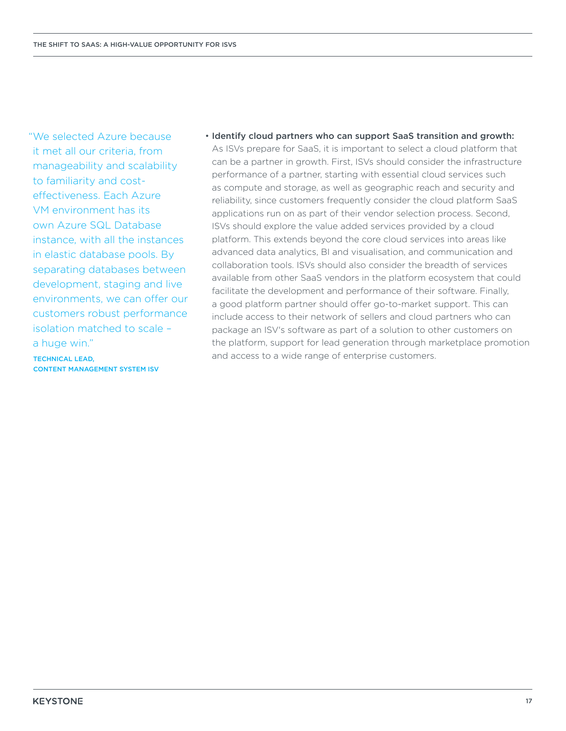"We selected Azure because it met all our criteria, from manageability and scalability to familiarity and cost-effectiveness. Each Azure VM environment has its own Azure SQL Database instance, with all the instances in elastic database pools. By separating databases between development, staging and live environments, we can offer our customers robust performance isolation matched to scale – a huge win."

TECHNICAL LEAD, CONTENT MANAGEMENT SYSTEM ISV

- **Identify cloud partners who can support SaaS transition and growth:** As ISVs prepare for SaaS, it is important to select a cloud platform that can be a partner in growth. First, ISVs should consider the infrastructure performance of a partner, starting with essential cloud services such as compute and storage, as well as geographic reach and security and reliability, since customers frequently consider the cloud platform SaaS applications run on as part of their vendor selection process. Second, ISVs should explore the value added services provided by a cloud platform. This extends beyond the core cloud services into areas like advanced data analytics, BI and visualisation, and communication and collaboration tools. ISVs should also consider the breadth of services available from other SaaS vendors in the platform ecosystem that could facilitate the development and performance of their software. Finally, a good platform partner should offer go-to-market support. This can include access to their network of sellers and cloud partners who can package an ISV's software as part of a solution to other customers on the platform, support for lead generation through marketplace promotion and access to a wide range of enterprise customers.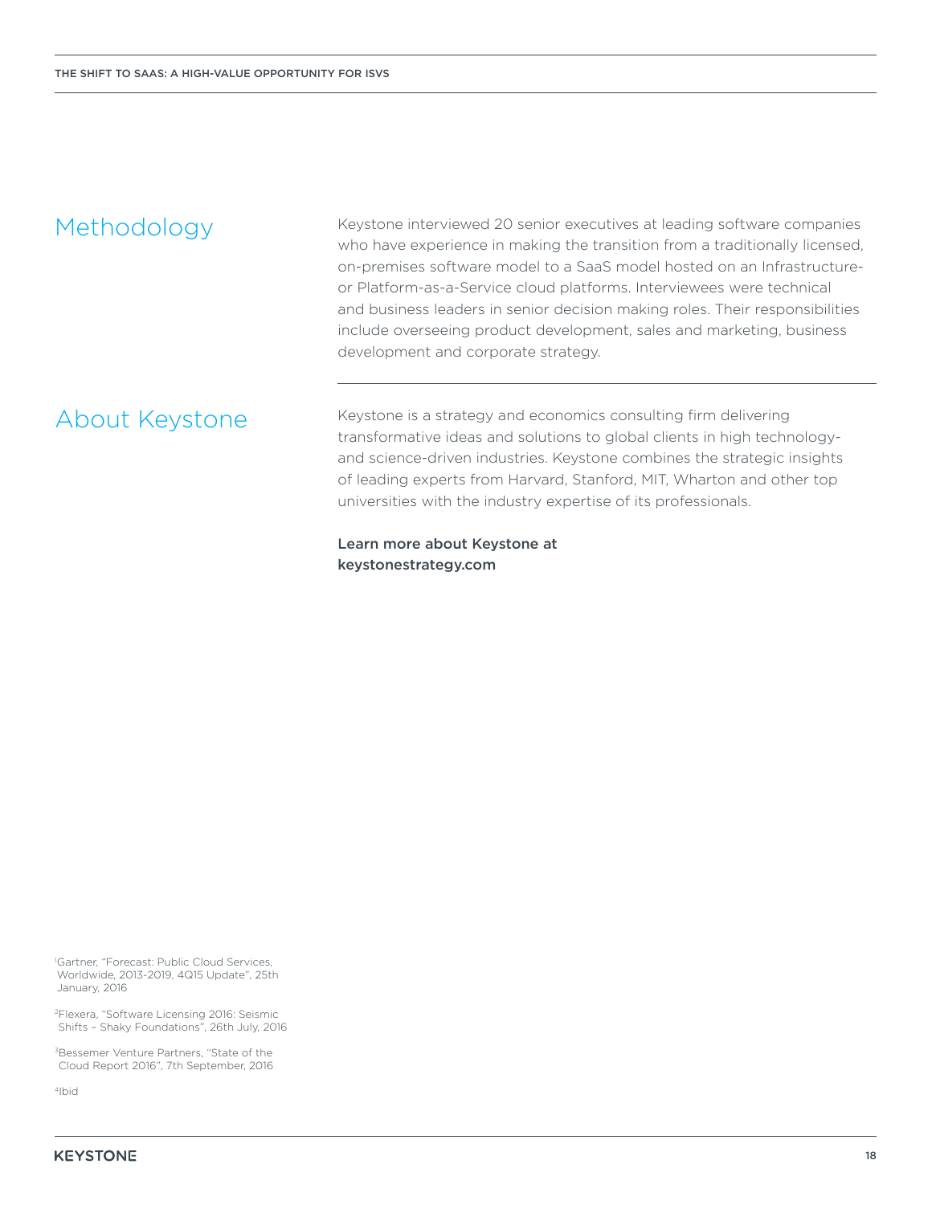## Methodology

Keystone interviewed 20 senior executives at leading software companies who have experience in making the transition from a traditionally licensed, on-premises software model to a SaaS model hosted on an Infrastructure- or Platform-as-a-Service cloud platforms. Interviewees were technical and business leaders in senior decision making roles. Their responsibilities include overseeing product development, sales and marketing, business development and corporate strategy.

## About Keystone

Keystone is a strategy and economics consulting firm delivering transformative ideas and solutions to global clients in high technology- and science-driven industries. Keystone combines the strategic insights of leading experts from Harvard, Stanford, MIT, Wharton and other top universities with the industry expertise of its professionals.

**Learn more about Keystone at keystonestrategy.com**

[1] Gartner, "Forecast: Public Cloud Services, Worldwide, 2013-2019, 4Q15 Update", 25th January, 2016

[2] Flexera, "Software Licensing 2016: Seismic Shifts – Shaky Foundations", 26th July, 2016

[3] Bessemer Venture Partners, "State of the Cloud Report 2016", 7th September, 2016

[4] Ibid